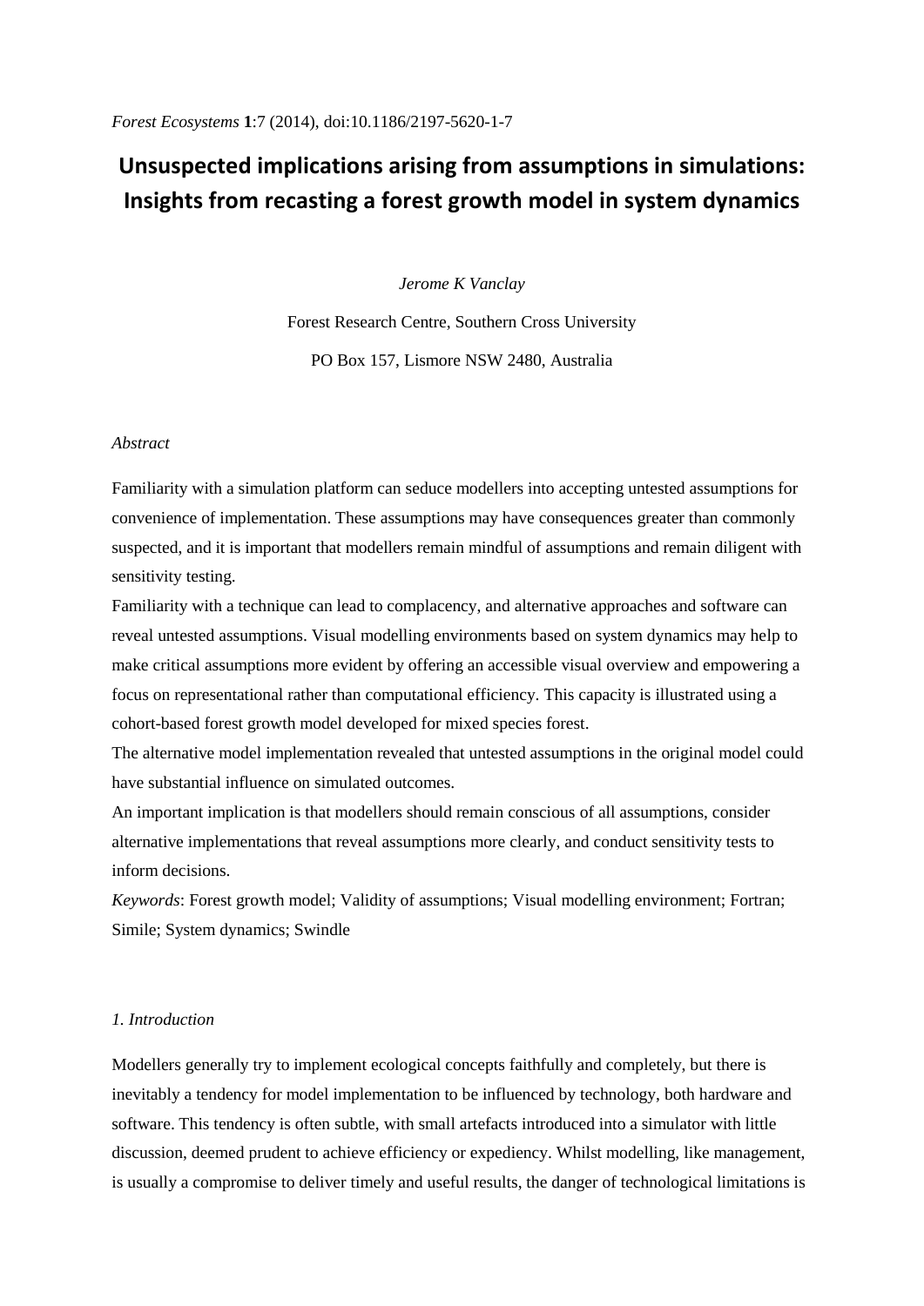*Forest Ecosystems* **1**:7 (2014), doi:10.1186/2197-5620-1-7

# Unsuspected implications arising from assumptions in simulations: Insights from recasting a forest growth model in system dynamics

*Jerome K Vanclay*

Forest Research Centre, Southern Cross University

PO Box 157, Lismore NSW 2480, Australia

*Abstract*

Familiarity with a simulation platform can seduce modellers into accepting untested assumptions for convenience of implementation. These assumptions may have consequences greater than commonly suspected, and it is important that modellers remain mindful of assumptions and remain diligent with sensitivity testing.

Familiarity with a technique can lead to complacency, and alternative approaches and software can reveal untested assumptions. Visual modelling environments based on system dynamics may help to make critical assumptions more evident by offering an accessible visual overview and empowering a focus on representational rather than computational efficiency. This capacity is illustrated using a cohort-based forest growth model developed for mixed species forest.

The alternative model implementation revealed that untested assumptions in the original model could have substantial influence on simulated outcomes.

An important implication is that modellers should remain conscious of all assumptions, consider alternative implementations that reveal assumptions more clearly, and conduct sensitivity tests to inform decisions.

*Keywords*: Forest growth model; Validity of assumptions; Visual modelling environment; Fortran; Simile; System dynamics; Swindle

## *1. Introduction*

Modellers generally try to implement ecological concepts faithfully and completely, but there is inevitably a tendency for model implementation to be influenced by technology, both hardware and software. This tendency is often subtle, with small artefacts introduced into a simulator with little discussion, deemed prudent to achieve efficiency or expediency. Whilst modelling, like management, is usually a compromise to deliver timely and useful results, the danger of technological limitations is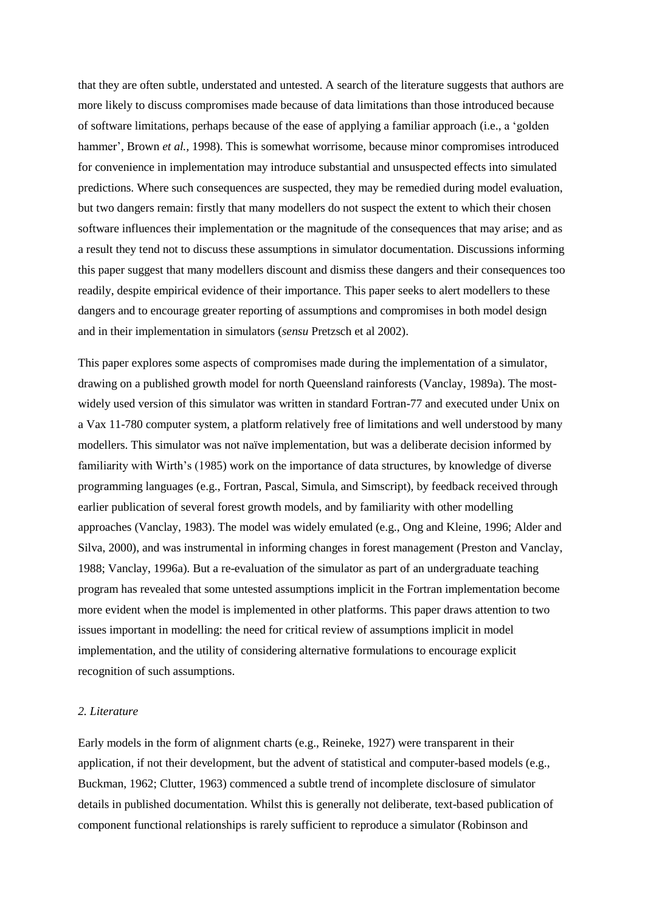that they are often subtle, understated and untested. A search of the literature suggests that authors are more likely to discuss compromises made because of data limitations than those introduced because of software limitations, perhaps because of the ease of applying a familiar approach (i.e., a 'golden hammer', Brown *et al.,* 1998). This is somewhat worrisome, because minor compromises introduced for convenience in implementation may introduce substantial and unsuspected effects into simulated predictions. Where such consequences are suspected, they may be remedied during model evaluation, but two dangers remain: firstly that many modellers do not suspect the extent to which their chosen software influences their implementation or the magnitude of the consequences that may arise; and as a result they tend not to discuss these assumptions in simulator documentation. Discussions informing this paper suggest that many modellers discount and dismiss these dangers and their consequences too readily, despite empirical evidence of their importance. This paper seeks to alert modellers to these dangers and to encourage greater reporting of assumptions and compromises in both model design and in their implementation in simulators (*sensu* Pretzsch et al 2002).

This paper explores some aspects of compromises made during the implementation of a simulator, drawing on a published growth model for north Queensland rainforests (Vanclay, 1989a). The most-widely used version of this simulator was written in standard Fortran-77 and executed under Unix on a Vax 11-780 computer system, a platform relatively free of limitations and well understood by many modellers. This simulator was not naïve implementation, but was a deliberate decision informed by familiarity with Wirth's (1985) work on the importance of data structures, by knowledge of diverse programming languages (e.g., Fortran, Pascal, Simula, and Simscript), by feedback received through earlier publication of several forest growth models, and by familiarity with other modelling approaches (Vanclay, 1983). The model was widely emulated (e.g., Ong and Kleine, 1996; Alder and Silva, 2000), and was instrumental in informing changes in forest management (Preston and Vanclay, 1988; Vanclay, 1996a). But a re-evaluation of the simulator as part of an undergraduate teaching program has revealed that some untested assumptions implicit in the Fortran implementation become more evident when the model is implemented in other platforms. This paper draws attention to two issues important in modelling: the need for critical review of assumptions implicit in model implementation, and the utility of considering alternative formulations to encourage explicit recognition of such assumptions.

## *2. Literature*

Early models in the form of alignment charts (e.g., Reineke, 1927) were transparent in their application, if not their development, but the advent of statistical and computer-based models (e.g., Buckman, 1962; Clutter, 1963) commenced a subtle trend of incomplete disclosure of simulator details in published documentation. Whilst this is generally not deliberate, text-based publication of component functional relationships is rarely sufficient to reproduce a simulator (Robinson and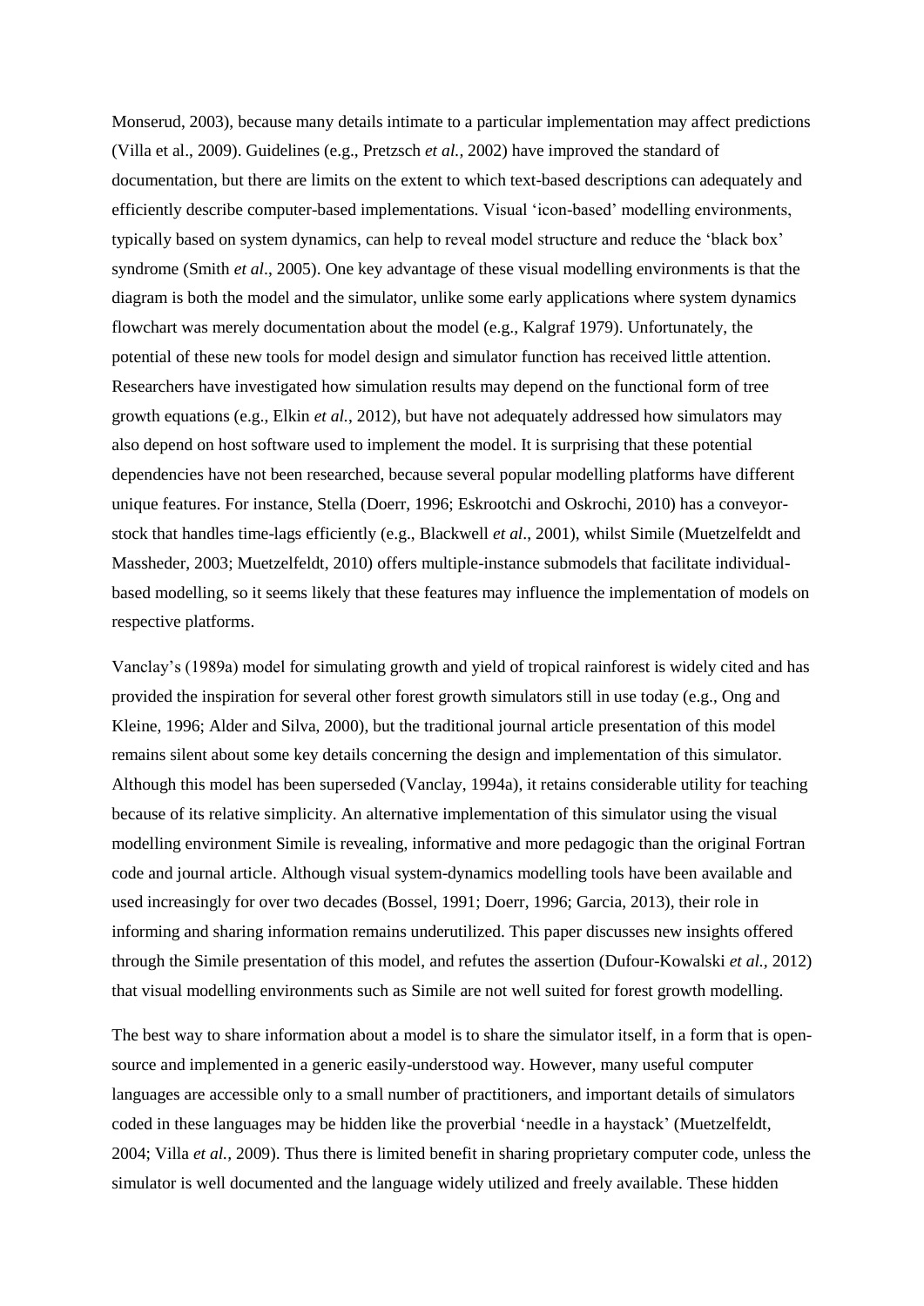Monserud, 2003), because many details intimate to a particular implementation may affect predictions (Villa et al., 2009). Guidelines (e.g., Pretzsch *et al.*, 2002) have improved the standard of documentation, but there are limits on the extent to which text-based descriptions can adequately and efficiently describe computer-based implementations. Visual 'icon-based' modelling environments, typically based on system dynamics, can help to reveal model structure and reduce the 'black box' syndrome (Smith *et al*., 2005). One key advantage of these visual modelling environments is that the diagram is both the model and the simulator, unlike some early applications where system dynamics flowchart was merely documentation about the model (e.g., Kalgraf 1979). Unfortunately, the potential of these new tools for model design and simulator function has received little attention. Researchers have investigated how simulation results may depend on the functional form of tree growth equations (e.g., Elkin *et al.*, 2012), but have not adequately addressed how simulators may also depend on host software used to implement the model. It is surprising that these potential dependencies have not been researched, because several popular modelling platforms have different unique features. For instance, Stella (Doerr, 1996; Eskrootchi and Oskrochi, 2010) has a conveyor-stock that handles time-lags efficiently (e.g., Blackwell *et al*., 2001), whilst Simile (Muetzelfeldt and Massheder, 2003; Muetzelfeldt, 2010) offers multiple-instance submodels that facilitate individual-based modelling, so it seems likely that these features may influence the implementation of models on respective platforms.

Vanclay's (1989a) model for simulating growth and yield of tropical rainforest is widely cited and has provided the inspiration for several other forest growth simulators still in use today (e.g., Ong and Kleine, 1996; Alder and Silva, 2000), but the traditional journal article presentation of this model remains silent about some key details concerning the design and implementation of this simulator. Although this model has been superseded (Vanclay, 1994a), it retains considerable utility for teaching because of its relative simplicity. An alternative implementation of this simulator using the visual modelling environment Simile is revealing, informative and more pedagogic than the original Fortran code and journal article. Although visual system-dynamics modelling tools have been available and used increasingly for over two decades (Bossel, 1991; Doerr, 1996; Garcia, 2013), their role in informing and sharing information remains underutilized. This paper discusses new insights offered through the Simile presentation of this model, and refutes the assertion (Dufour-Kowalski *et al.*, 2012) that visual modelling environments such as Simile are not well suited for forest growth modelling.

The best way to share information about a model is to share the simulator itself, in a form that is open-source and implemented in a generic easily-understood way. However, many useful computer languages are accessible only to a small number of practitioners, and important details of simulators coded in these languages may be hidden like the proverbial 'needle in a haystack' (Muetzelfeldt, 2004; Villa *et al.*, 2009). Thus there is limited benefit in sharing proprietary computer code, unless the simulator is well documented and the language widely utilized and freely available. These hidden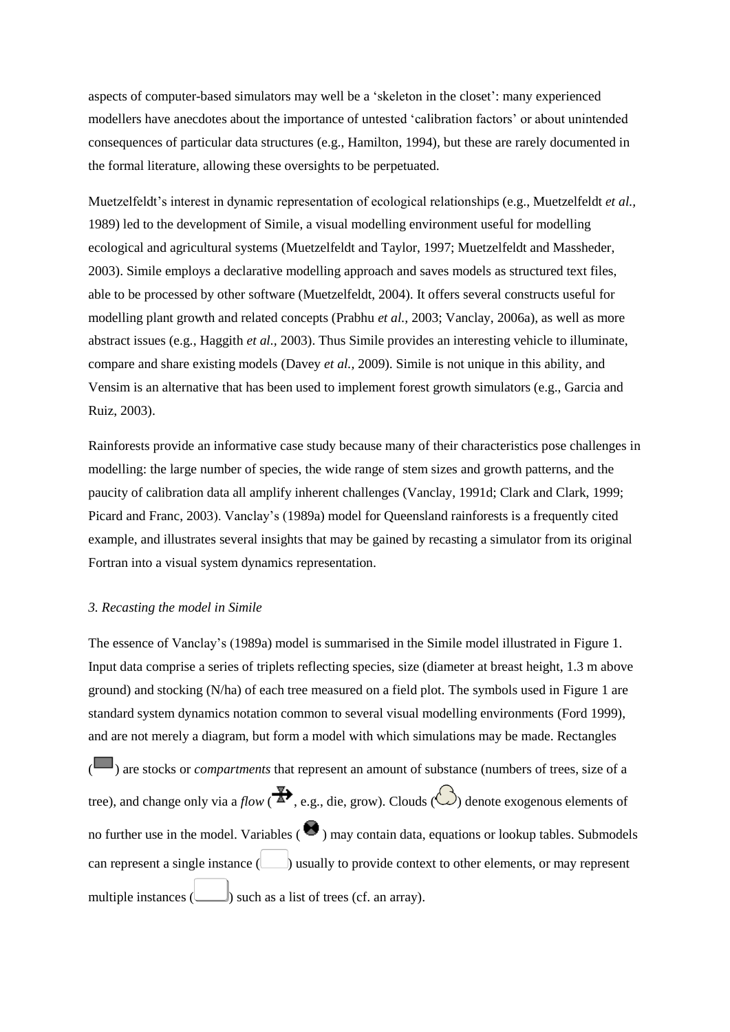aspects of computer-based simulators may well be a 'skeleton in the closet': many experienced modellers have anecdotes about the importance of untested 'calibration factors' or about unintended consequences of particular data structures (e.g., Hamilton, 1994), but these are rarely documented in the formal literature, allowing these oversights to be perpetuated.

Muetzelfeldt's interest in dynamic representation of ecological relationships (e.g., Muetzelfeldt *et al.,* 1989) led to the development of Simile, a visual modelling environment useful for modelling ecological and agricultural systems (Muetzelfeldt and Taylor, 1997; Muetzelfeldt and Massheder, 2003). Simile employs a declarative modelling approach and saves models as structured text files, able to be processed by other software (Muetzelfeldt, 2004). It offers several constructs useful for modelling plant growth and related concepts (Prabhu *et al.,* 2003; Vanclay, 2006a), as well as more abstract issues (e.g., Haggith *et al.,* 2003). Thus Simile provides an interesting vehicle to illuminate, compare and share existing models (Davey *et al.,* 2009). Simile is not unique in this ability, and Vensim is an alternative that has been used to implement forest growth simulators (e.g., Garcia and Ruiz, 2003).

Rainforests provide an informative case study because many of their characteristics pose challenges in modelling: the large number of species, the wide range of stem sizes and growth patterns, and the paucity of calibration data all amplify inherent challenges (Vanclay, 1991d; Clark and Clark, 1999; Picard and Franc, 2003). Vanclay's (1989a) model for Queensland rainforests is a frequently cited example, and illustrates several insights that may be gained by recasting a simulator from its original Fortran into a visual system dynamics representation.

### *3. Recasting the model in Simile*

The essence of Vanclay's (1989a) model is summarised in the Simile model illustrated in Figure 1. Input data comprise a series of triplets reflecting species, size (diameter at breast height, 1.3 m above ground) and stocking (N/ha) of each tree measured on a field plot. The symbols used in Figure 1 are standard system dynamics notation common to several visual modelling environments (Ford 1999), and are not merely a diagram, but form a model with which simulations may be made. Rectangles ( ) are stocks or *compartments* that represent an amount of substance (numbers of trees, size of a tree), and change only via a *flow* ( , e.g., die, grow). Clouds ( ) denote exogenous elements of no further use in the model. Variables ( ) may contain data, equations or lookup tables. Submodels can represent a single instance ( ) usually to provide context to other elements, or may represent multiple instances ( ) such as a list of trees (cf. an array).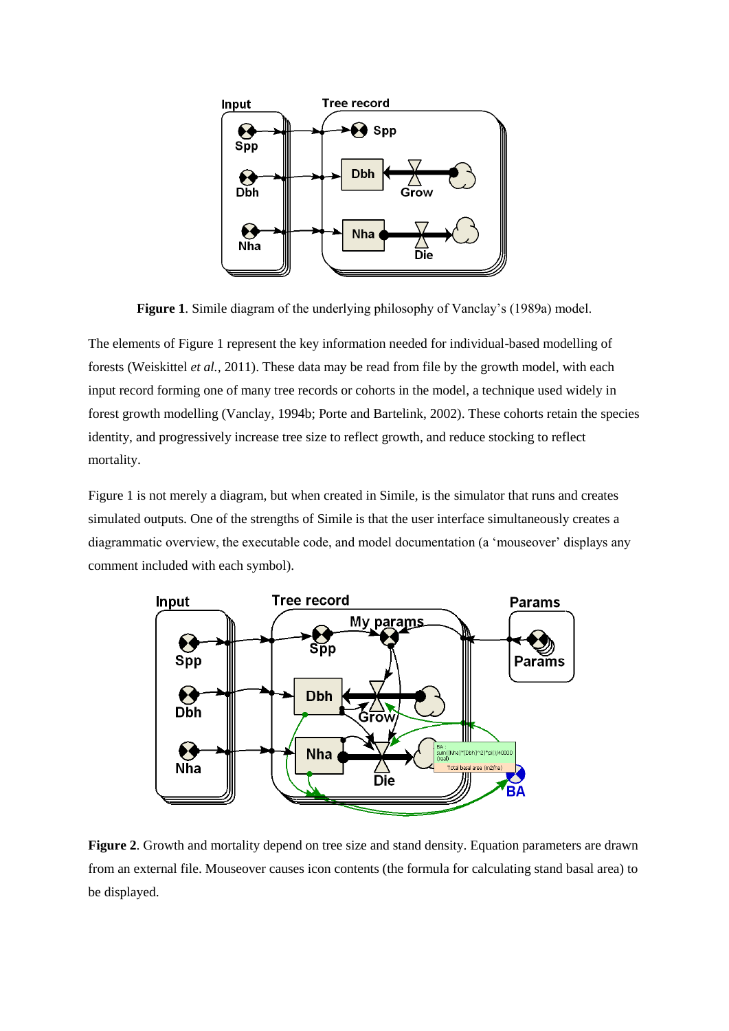**Figure 1**. Simile diagram of the underlying philosophy of Vanclay's (1989a) model.

The elements of Figure 1 represent the key information needed for individual-based modelling of forests (Weiskittel *et al.*, 2011). These data may be read from file by the growth model, with each input record forming one of many tree records or cohorts in the model, a technique used widely in forest growth modelling (Vanclay, 1994b; Porte and Bartelink, 2002). These cohorts retain the species identity, and progressively increase tree size to reflect growth, and reduce stocking to reflect mortality.

Figure 1 is not merely a diagram, but when created in Simile, is the simulator that runs and creates simulated outputs. One of the strengths of Simile is that the user interface simultaneously creates a diagrammatic overview, the executable code, and model documentation (a 'mouseover' displays any comment included with each symbol).

**Figure 2**. Growth and mortality depend on tree size and stand density. Equation parameters are drawn from an external file. Mouseover causes icon contents (the formula for calculating stand basal area) to be displayed.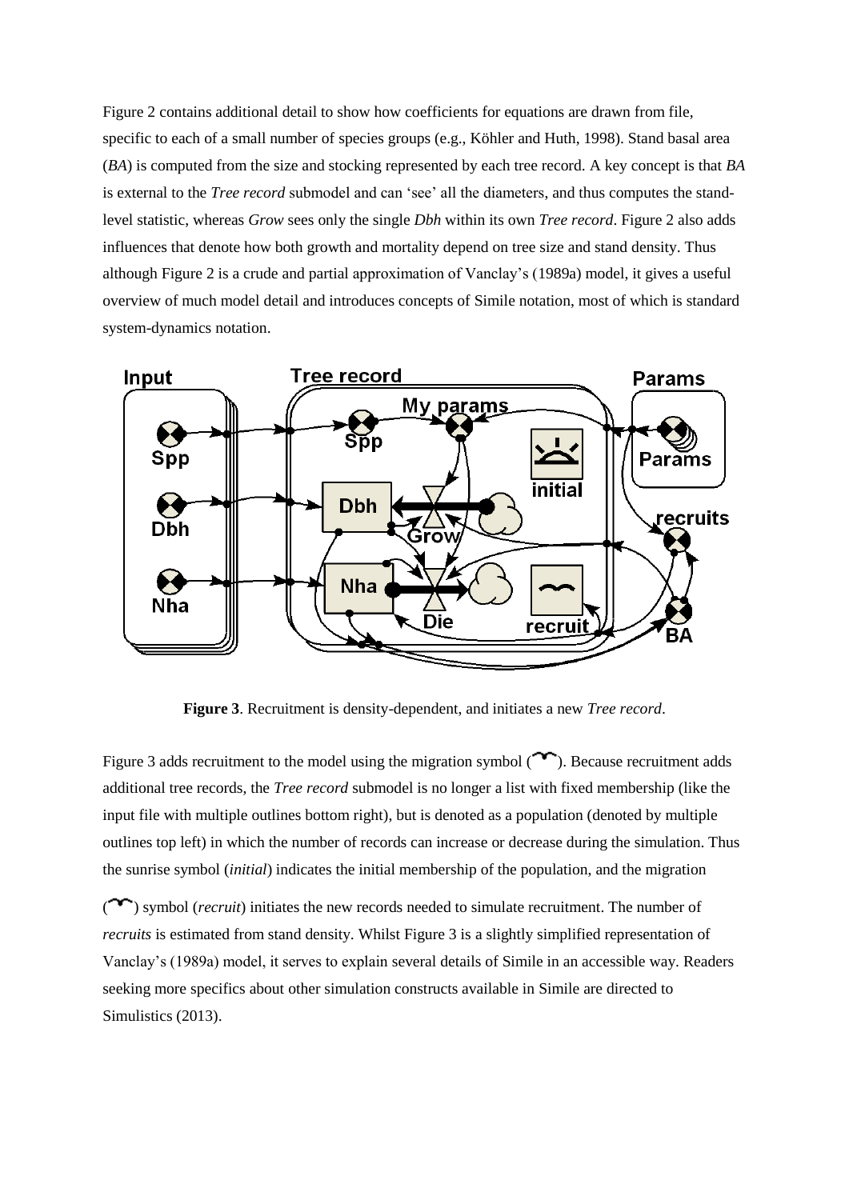Figure 2 contains additional detail to show how coefficients for equations are drawn from file, specific to each of a small number of species groups (e.g., Köhler and Huth, 1998). Stand basal area (*BA*) is computed from the size and stocking represented by each tree record. A key concept is that *BA* is external to the *Tree record* submodel and can 'see' all the diameters, and thus computes the stand-level statistic, whereas *Grow* sees only the single *Dbh* within its own *Tree record*. Figure 2 also adds influences that denote how both growth and mortality depend on tree size and stand density. Thus although Figure 2 is a crude and partial approximation of Vanclay's (1989a) model, it gives a useful overview of much model detail and introduces concepts of Simile notation, most of which is standard system-dynamics notation.

**Figure 3**. Recruitment is density-dependent, and initiates a new *Tree record*.

Figure 3 adds recruitment to the model using the migration symbol (⌒). Because recruitment adds additional tree records, the *Tree record* submodel is no longer a list with fixed membership (like the input file with multiple outlines bottom right), but is denoted as a population (denoted by multiple outlines top left) in which the number of records can increase or decrease during the simulation. Thus the sunrise symbol (*initial*) indicates the initial membership of the population, and the migration (⌒) symbol (*recruit*) initiates the new records needed to simulate recruitment. The number of *recruits* is estimated from stand density. Whilst Figure 3 is a slightly simplified representation of Vanclay's (1989a) model, it serves to explain several details of Simile in an accessible way. Readers seeking more specifics about other simulation constructs available in Simile are directed to Simulistics (2013).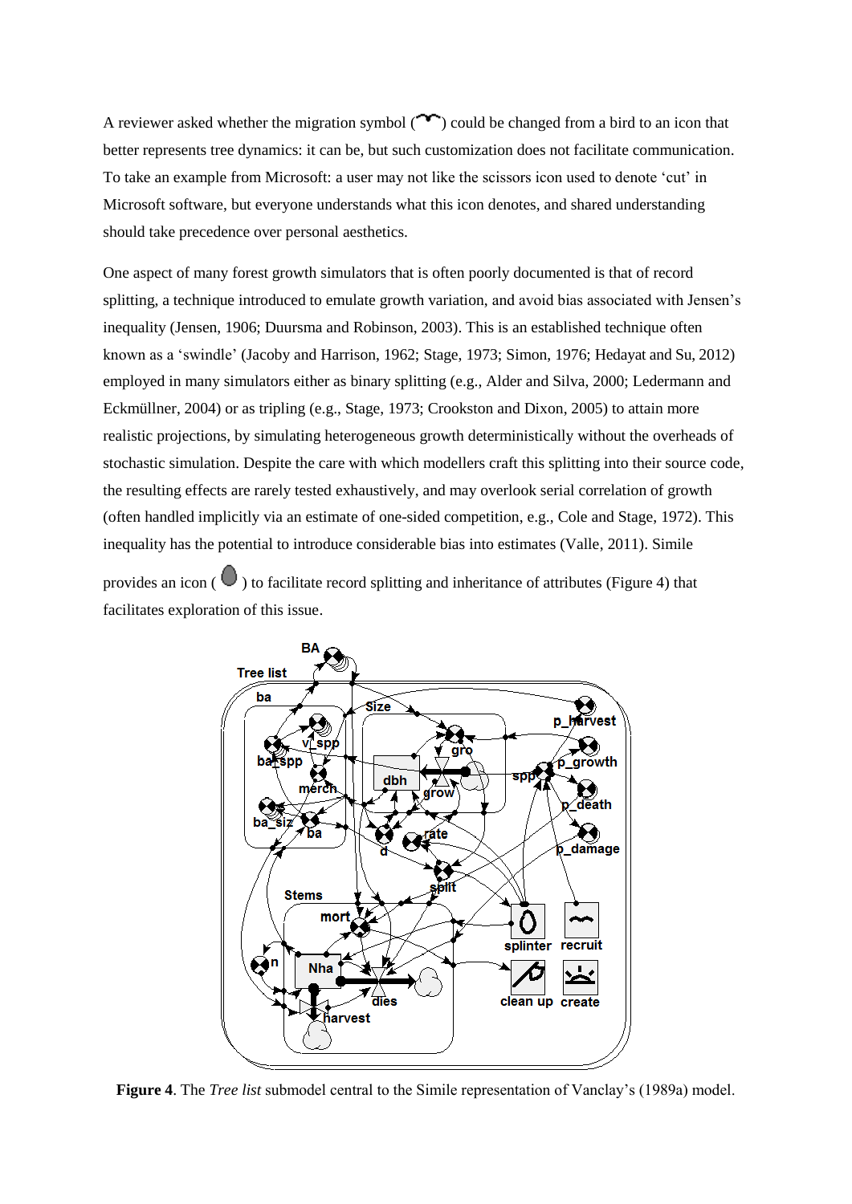A reviewer asked whether the migration symbol ( ) could be changed from a bird to an icon that better represents tree dynamics: it can be, but such customization does not facilitate communication. To take an example from Microsoft: a user may not like the scissors icon used to denote 'cut' in Microsoft software, but everyone understands what this icon denotes, and shared understanding should take precedence over personal aesthetics.

One aspect of many forest growth simulators that is often poorly documented is that of record splitting, a technique introduced to emulate growth variation, and avoid bias associated with Jensen's inequality (Jensen, 1906; Duursma and Robinson, 2003). This is an established technique often known as a 'swindle' (Jacoby and Harrison, 1962; Stage, 1973; Simon, 1976; Hedayat and Su, 2012) employed in many simulators either as binary splitting (e.g., Alder and Silva, 2000; Ledermann and Eckmüllner, 2004) or as tripling (e.g., Stage, 1973; Crookston and Dixon, 2005) to attain more realistic projections, by simulating heterogeneous growth deterministically without the overheads of stochastic simulation. Despite the care with which modellers craft this splitting into their source code, the resulting effects are rarely tested exhaustively, and may overlook serial correlation of growth (often handled implicitly via an estimate of one-sided competition, e.g., Cole and Stage, 1972). This inequality has the potential to introduce considerable bias into estimates (Valle, 2011). Simile provides an icon ( ) to facilitate record splitting and inheritance of attributes (Figure 4) that facilitates exploration of this issue.

**Figure 4**. The *Tree list* submodel central to the Simile representation of Vanclay's (1989a) model.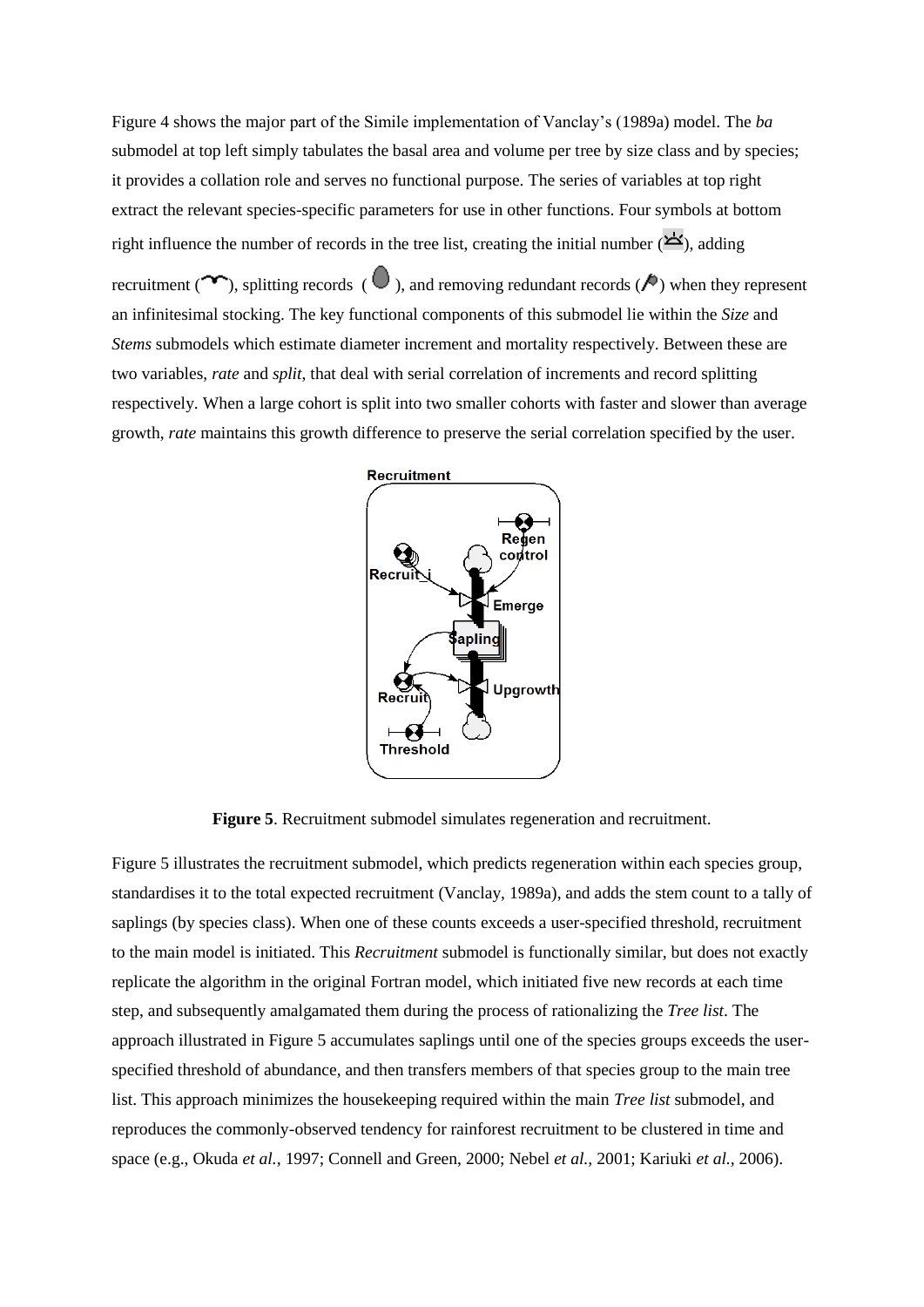Figure 4 shows the major part of the Simile implementation of Vanclay's (1989a) model. The *ba* submodel at top left simply tabulates the basal area and volume per tree by size class and by species; it provides a collation role and serves no functional purpose. The series of variables at top right extract the relevant species-specific parameters for use in other functions. Four symbols at bottom right influence the number of records in the tree list, creating the initial number ( ), adding recruitment ( ), splitting records ( ), and removing redundant records ( ) when they represent an infinitesimal stocking. The key functional components of this submodel lie within the *Size* and *Stems* submodels which estimate diameter increment and mortality respectively. Between these are two variables, *rate* and *split*, that deal with serial correlation of increments and record splitting respectively. When a large cohort is split into two smaller cohorts with faster and slower than average growth, *rate* maintains this growth difference to preserve the serial correlation specified by the user.

**Figure 5**. Recruitment submodel simulates regeneration and recruitment.

Figure 5 illustrates the recruitment submodel, which predicts regeneration within each species group, standardises it to the total expected recruitment (Vanclay, 1989a), and adds the stem count to a tally of saplings (by species class). When one of these counts exceeds a user-specified threshold, recruitment to the main model is initiated. This *Recruitment* submodel is functionally similar, but does not exactly replicate the algorithm in the original Fortran model, which initiated five new records at each time step, and subsequently amalgamated them during the process of rationalizing the *Tree list*. The approach illustrated in Figure 5 accumulates saplings until one of the species groups exceeds the user-specified threshold of abundance, and then transfers members of that species group to the main tree list. This approach minimizes the housekeeping required within the main *Tree list* submodel, and reproduces the commonly-observed tendency for rainforest recruitment to be clustered in time and space (e.g., Okuda *et al.,* 1997; Connell and Green, 2000; Nebel *et al.,* 2001; Kariuki *et al.*, 2006).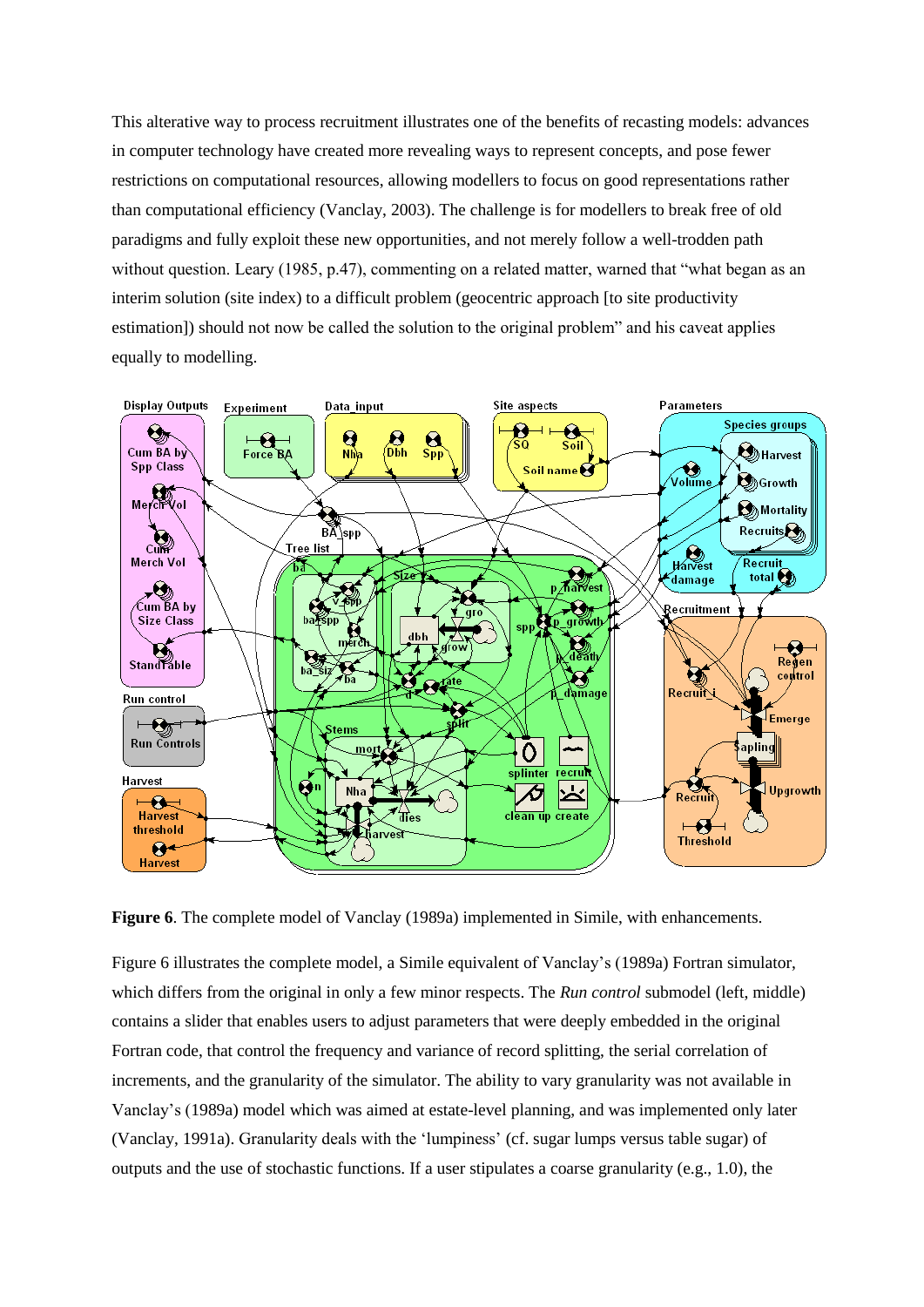This alterative way to process recruitment illustrates one of the benefits of recasting models: advances in computer technology have created more revealing ways to represent concepts, and pose fewer restrictions on computational resources, allowing modellers to focus on good representations rather than computational efficiency (Vanclay, 2003). The challenge is for modellers to break free of old paradigms and fully exploit these new opportunities, and not merely follow a well-trodden path without question. Leary (1985, p.47), commenting on a related matter, warned that "what began as an interim solution (site index) to a difficult problem (geocentric approach [to site productivity estimation]) should not now be called the solution to the original problem" and his caveat applies equally to modelling.

**Figure 6**. The complete model of Vanclay (1989a) implemented in Simile, with enhancements.

Figure 6 illustrates the complete model, a Simile equivalent of Vanclay's (1989a) Fortran simulator, which differs from the original in only a few minor respects. The *Run control* submodel (left, middle) contains a slider that enables users to adjust parameters that were deeply embedded in the original Fortran code, that control the frequency and variance of record splitting, the serial correlation of increments, and the granularity of the simulator. The ability to vary granularity was not available in Vanclay's (1989a) model which was aimed at estate-level planning, and was implemented only later (Vanclay, 1991a). Granularity deals with the 'lumpiness' (cf. sugar lumps versus table sugar) of outputs and the use of stochastic functions. If a user stipulates a coarse granularity (e.g., 1.0), the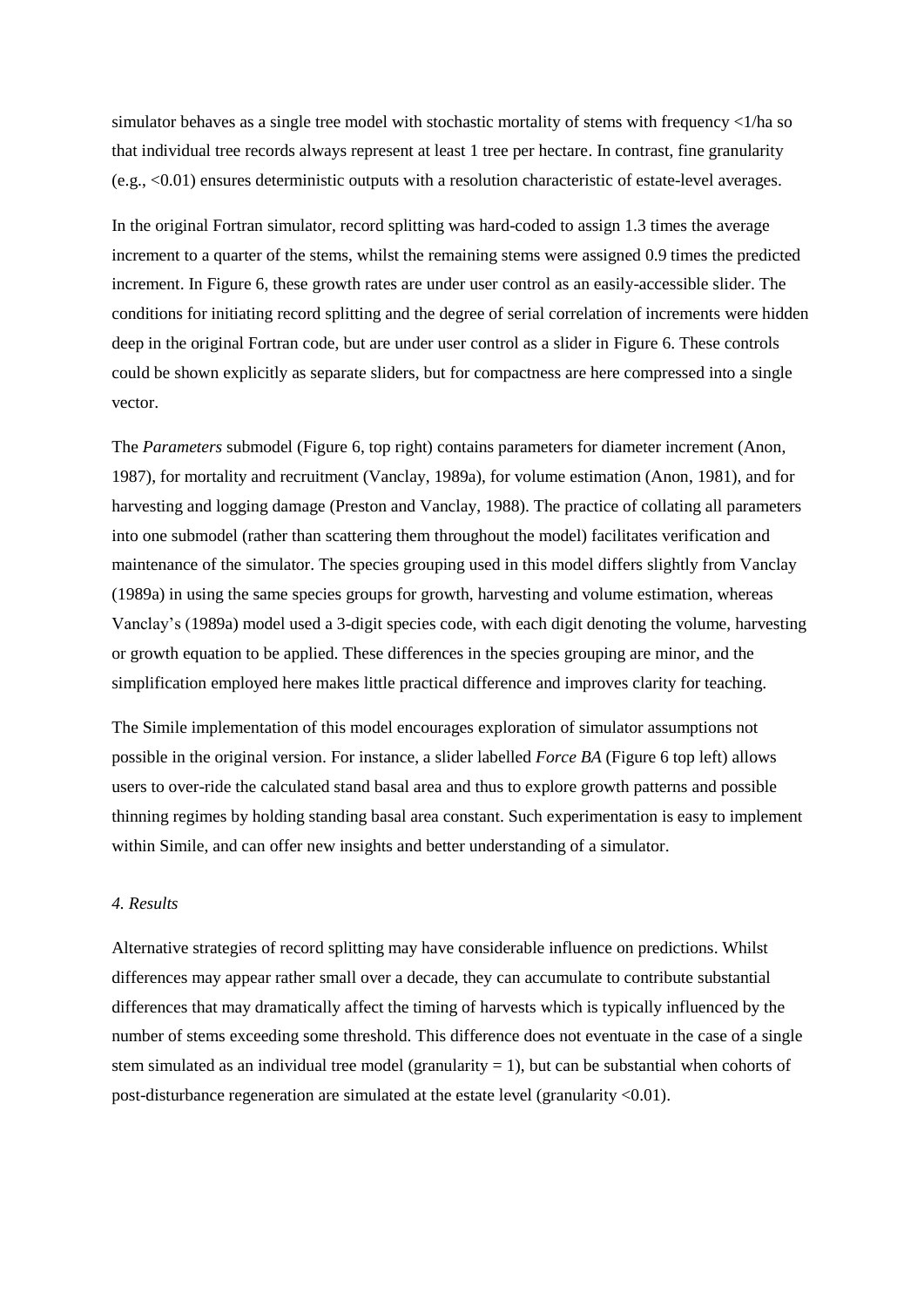simulator behaves as a single tree model with stochastic mortality of stems with frequency <1/ha so that individual tree records always represent at least 1 tree per hectare. In contrast, fine granularity (e.g., <0.01) ensures deterministic outputs with a resolution characteristic of estate-level averages.

In the original Fortran simulator, record splitting was hard-coded to assign 1.3 times the average increment to a quarter of the stems, whilst the remaining stems were assigned 0.9 times the predicted increment. In Figure 6, these growth rates are under user control as an easily-accessible slider. The conditions for initiating record splitting and the degree of serial correlation of increments were hidden deep in the original Fortran code, but are under user control as a slider in Figure 6. These controls could be shown explicitly as separate sliders, but for compactness are here compressed into a single vector.

The *Parameters* submodel (Figure 6, top right) contains parameters for diameter increment (Anon, 1987), for mortality and recruitment (Vanclay, 1989a), for volume estimation (Anon, 1981), and for harvesting and logging damage (Preston and Vanclay, 1988). The practice of collating all parameters into one submodel (rather than scattering them throughout the model) facilitates verification and maintenance of the simulator. The species grouping used in this model differs slightly from Vanclay (1989a) in using the same species groups for growth, harvesting and volume estimation, whereas Vanclay's (1989a) model used a 3-digit species code, with each digit denoting the volume, harvesting or growth equation to be applied. These differences in the species grouping are minor, and the simplification employed here makes little practical difference and improves clarity for teaching.

The Simile implementation of this model encourages exploration of simulator assumptions not possible in the original version. For instance, a slider labelled *Force BA* (Figure 6 top left) allows users to over-ride the calculated stand basal area and thus to explore growth patterns and possible thinning regimes by holding standing basal area constant. Such experimentation is easy to implement within Simile, and can offer new insights and better understanding of a simulator.

## *4. Results*

Alternative strategies of record splitting may have considerable influence on predictions. Whilst differences may appear rather small over a decade, they can accumulate to contribute substantial differences that may dramatically affect the timing of harvests which is typically influenced by the number of stems exceeding some threshold. This difference does not eventuate in the case of a single stem simulated as an individual tree model (granularity = 1), but can be substantial when cohorts of post-disturbance regeneration are simulated at the estate level (granularity <0.01).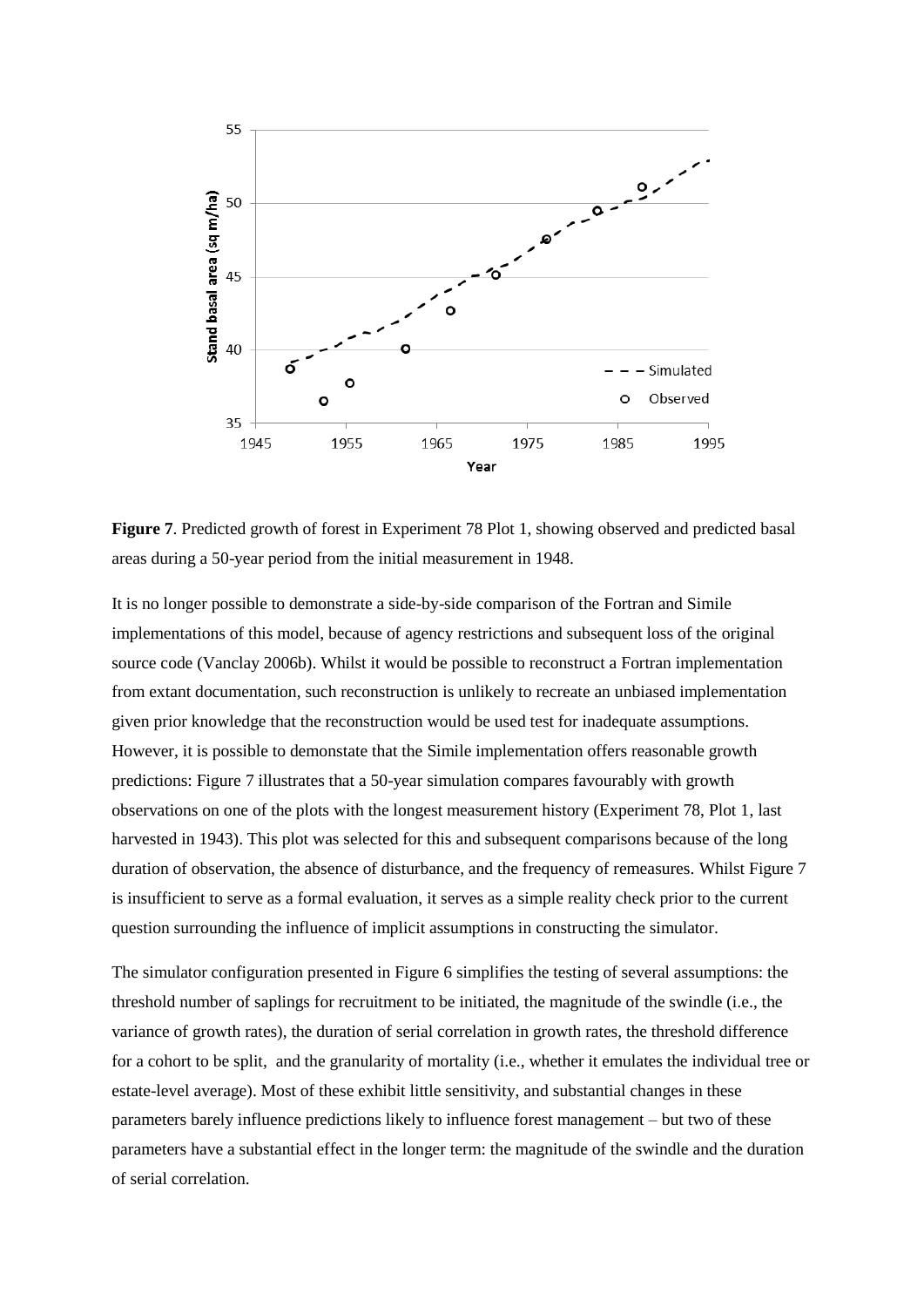**Figure 7**. Predicted growth of forest in Experiment 78 Plot 1, showing observed and predicted basal areas during a 50-year period from the initial measurement in 1948.

It is no longer possible to demonstrate a side-by-side comparison of the Fortran and Simile implementations of this model, because of agency restrictions and subsequent loss of the original source code (Vanclay 2006b). Whilst it would be possible to reconstruct a Fortran implementation from extant documentation, such reconstruction is unlikely to recreate an unbiased implementation given prior knowledge that the reconstruction would be used test for inadequate assumptions. However, it is possible to demonstate that the Simile implementation offers reasonable growth predictions: Figure 7 illustrates that a 50-year simulation compares favourably with growth observations on one of the plots with the longest measurement history (Experiment 78, Plot 1, last harvested in 1943). This plot was selected for this and subsequent comparisons because of the long duration of observation, the absence of disturbance, and the frequency of remeasures. Whilst Figure 7 is insufficient to serve as a formal evaluation, it serves as a simple reality check prior to the current question surrounding the influence of implicit assumptions in constructing the simulator.

The simulator configuration presented in Figure 6 simplifies the testing of several assumptions: the threshold number of saplings for recruitment to be initiated, the magnitude of the swindle (i.e., the variance of growth rates), the duration of serial correlation in growth rates, the threshold difference for a cohort to be split, and the granularity of mortality (i.e., whether it emulates the individual tree or estate-level average). Most of these exhibit little sensitivity, and substantial changes in these parameters barely influence predictions likely to influence forest management – but two of these parameters have a substantial effect in the longer term: the magnitude of the swindle and the duration of serial correlation.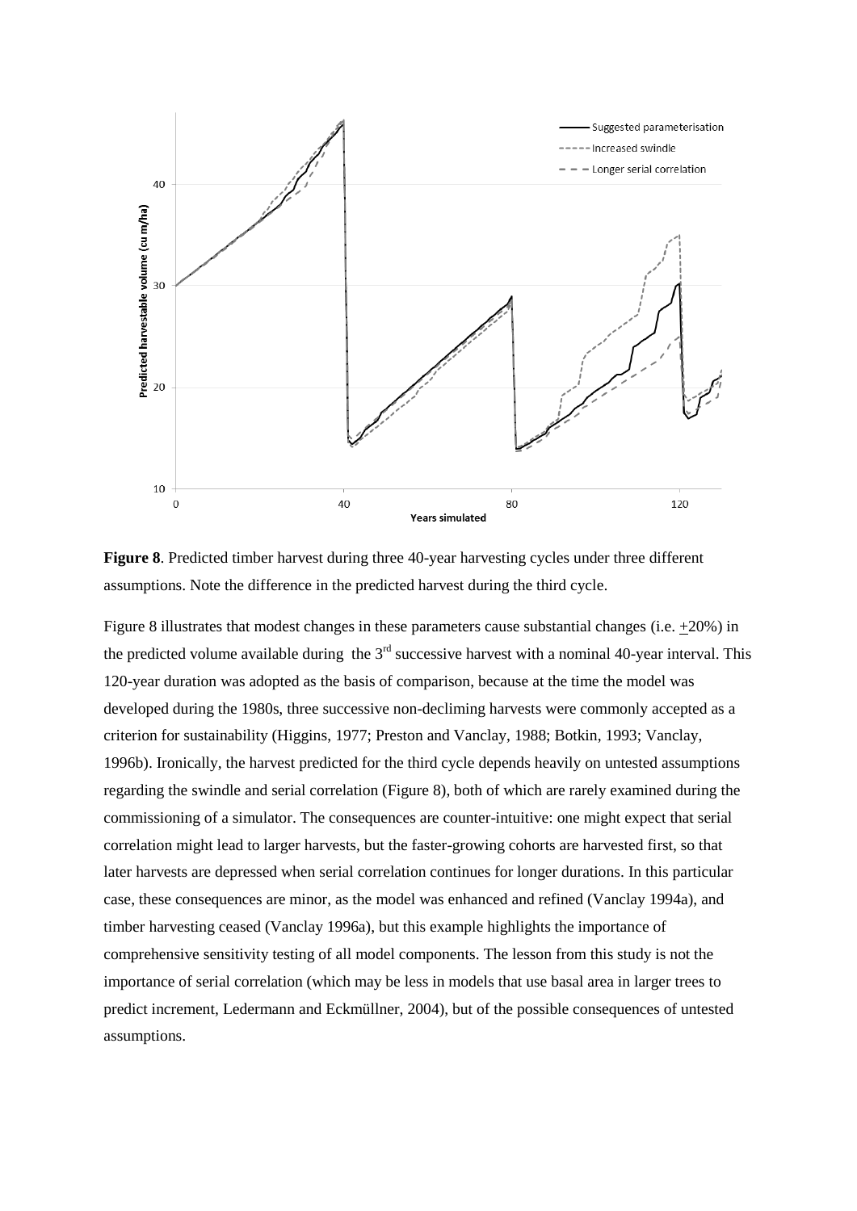**Figure 8**. Predicted timber harvest during three 40-year harvesting cycles under three different assumptions. Note the difference in the predicted harvest during the third cycle.

Figure 8 illustrates that modest changes in these parameters cause substantial changes (i.e. $\pm$20%) in the predicted volume available during the 3rd successive harvest with a nominal 40-year interval. This 120-year duration was adopted as the basis of comparison, because at the time the model was developed during the 1980s, three successive non-decliming harvests were commonly accepted as a criterion for sustainability (Higgins, 1977; Preston and Vanclay, 1988; Botkin, 1993; Vanclay, 1996b). Ironically, the harvest predicted for the third cycle depends heavily on untested assumptions regarding the swindle and serial correlation (Figure 8), both of which are rarely examined during the commissioning of a simulator. The consequences are counter-intuitive: one might expect that serial correlation might lead to larger harvests, but the faster-growing cohorts are harvested first, so that later harvests are depressed when serial correlation continues for longer durations. In this particular case, these consequences are minor, as the model was enhanced and refined (Vanclay 1994a), and timber harvesting ceased (Vanclay 1996a), but this example highlights the importance of comprehensive sensitivity testing of all model components. The lesson from this study is not the importance of serial correlation (which may be less in models that use basal area in larger trees to predict increment, Ledermann and Eckmüllner, 2004), but of the possible consequences of untested assumptions.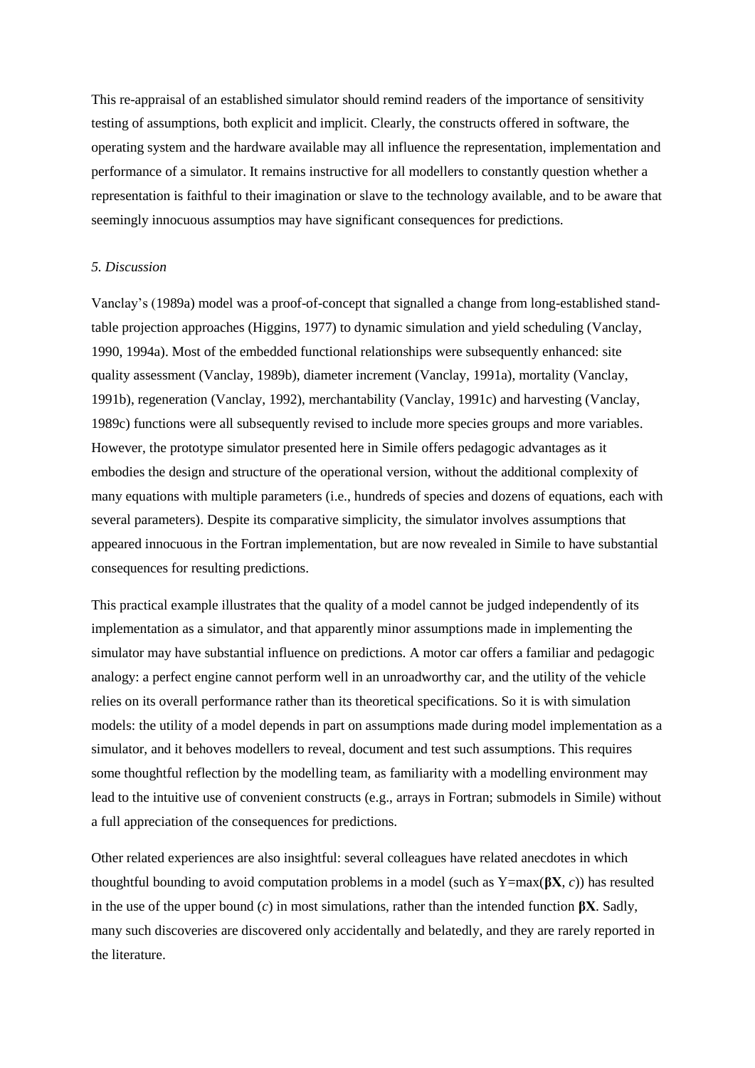This re-appraisal of an established simulator should remind readers of the importance of sensitivity testing of assumptions, both explicit and implicit. Clearly, the constructs offered in software, the operating system and the hardware available may all influence the representation, implementation and performance of a simulator. It remains instructive for all modellers to constantly question whether a representation is faithful to their imagination or slave to the technology available, and to be aware that seemingly innocuous assumptios may have significant consequences for predictions.

## *5. Discussion*

Vanclay's (1989a) model was a proof-of-concept that signalled a change from long-established stand-table projection approaches (Higgins, 1977) to dynamic simulation and yield scheduling (Vanclay, 1990, 1994a). Most of the embedded functional relationships were subsequently enhanced: site quality assessment (Vanclay, 1989b), diameter increment (Vanclay, 1991a), mortality (Vanclay, 1991b), regeneration (Vanclay, 1992), merchantability (Vanclay, 1991c) and harvesting (Vanclay, 1989c) functions were all subsequently revised to include more species groups and more variables. However, the prototype simulator presented here in Simile offers pedagogic advantages as it embodies the design and structure of the operational version, without the additional complexity of many equations with multiple parameters (i.e., hundreds of species and dozens of equations, each with several parameters). Despite its comparative simplicity, the simulator involves assumptions that appeared innocuous in the Fortran implementation, but are now revealed in Simile to have substantial consequences for resulting predictions.

This practical example illustrates that the quality of a model cannot be judged independently of its implementation as a simulator, and that apparently minor assumptions made in implementing the simulator may have substantial influence on predictions. A motor car offers a familiar and pedagogic analogy: a perfect engine cannot perform well in an unroadworthy car, and the utility of the vehicle relies on its overall performance rather than its theoretical specifications. So it is with simulation models: the utility of a model depends in part on assumptions made during model implementation as a simulator, and it behoves modellers to reveal, document and test such assumptions. This requires some thoughtful reflection by the modelling team, as familiarity with a modelling environment may lead to the intuitive use of convenient constructs (e.g., arrays in Fortran; submodels in Simile) without a full appreciation of the consequences for predictions.

Other related experiences are also insightful: several colleagues have related anecdotes in which thoughtful bounding to avoid computation problems in a model (such as $Y=\max(\boldsymbol{\beta}\mathbf{X}, c)$) has resulted in the use of the upper bound ($c$) in most simulations, rather than the intended function $\boldsymbol{\beta}\mathbf{X}$. Sadly, many such discoveries are discovered only accidentally and belatedly, and they are rarely reported in the literature.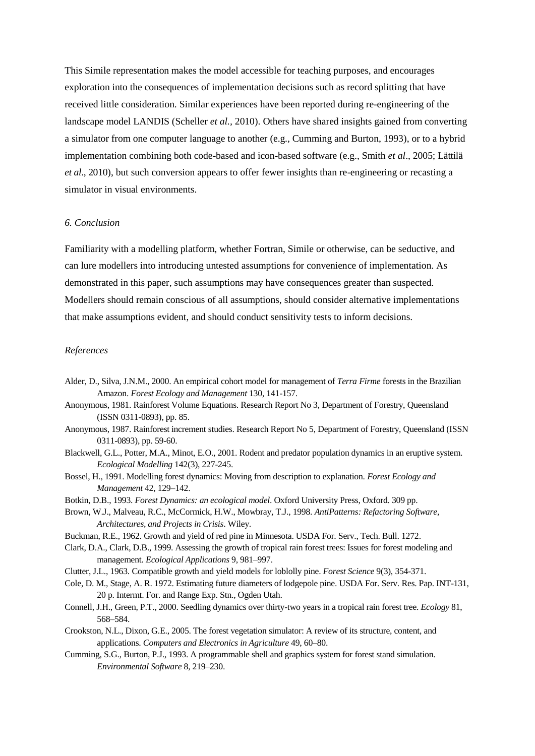This Simile representation makes the model accessible for teaching purposes, and encourages exploration into the consequences of implementation decisions such as record splitting that have received little consideration. Similar experiences have been reported during re-engineering of the landscape model LANDIS (Scheller *et al.*, 2010). Others have shared insights gained from converting a simulator from one computer language to another (e.g., Cumming and Burton, 1993), or to a hybrid implementation combining both code-based and icon-based software (e.g., Smith *et al*., 2005; Lättilä *et al*., 2010), but such conversion appears to offer fewer insights than re-engineering or recasting a simulator in visual environments.

## *6. Conclusion*

Familiarity with a modelling platform, whether Fortran, Simile or otherwise, can be seductive, and can lure modellers into introducing untested assumptions for convenience of implementation. As demonstrated in this paper, such assumptions may have consequences greater than suspected. Modellers should remain conscious of all assumptions, should consider alternative implementations that make assumptions evident, and should conduct sensitivity tests to inform decisions.

## *References*

Alder, D., Silva, J.N.M., 2000. An empirical cohort model for management of *Terra Firme* forests in the Brazilian Amazon. *Forest Ecology and Management* 130, 141-157.

Anonymous, 1981. Rainforest Volume Equations. Research Report No 3, Department of Forestry, Queensland (ISSN 0311-0893), pp. 85.

Anonymous, 1987. Rainforest increment studies. Research Report No 5, Department of Forestry, Queensland (ISSN 0311-0893), pp. 59-60.

Blackwell, G.L., Potter, M.A., Minot, E.O., 2001. Rodent and predator population dynamics in an eruptive system. *Ecological Modelling* 142(3), 227-245.

Bossel, H., 1991. Modelling forest dynamics: Moving from description to explanation. *Forest Ecology and Management* 42, 129–142.

Botkin, D.B., 1993. *Forest Dynamics: an ecological model*. Oxford University Press, Oxford. 309 pp.

Brown, W.J., Malveau, R.C., McCormick, H.W., Mowbray, T.J., 1998. *AntiPatterns: Refactoring Software, Architectures, and Projects in Crisis*. Wiley.

Buckman, R.E., 1962. Growth and yield of red pine in Minnesota. USDA For. Serv., Tech. Bull. 1272.

Clark, D.A., Clark, D.B., 1999. Assessing the growth of tropical rain forest trees: Issues for forest modeling and management. *Ecological Applications* 9, 981–997.

Clutter, J.L., 1963. Compatible growth and yield models for loblolly pine. *Forest Science* 9(3), 354-371.

Cole, D. M., Stage, A. R. 1972. Estimating future diameters of lodgepole pine. USDA For. Serv. Res. Pap. INT-131, 20 p. Intermt. For. and Range Exp. Stn., Ogden Utah.

Connell, J.H., Green, P.T., 2000. Seedling dynamics over thirty-two years in a tropical rain forest tree. *Ecology* 81, 568–584.

Crookston, N.L., Dixon, G.E., 2005. The forest vegetation simulator: A review of its structure, content, and applications. *Computers and Electronics in Agriculture* 49, 60–80.

Cumming, S.G., Burton, P.J., 1993. A programmable shell and graphics system for forest stand simulation. *Environmental Software* 8, 219–230.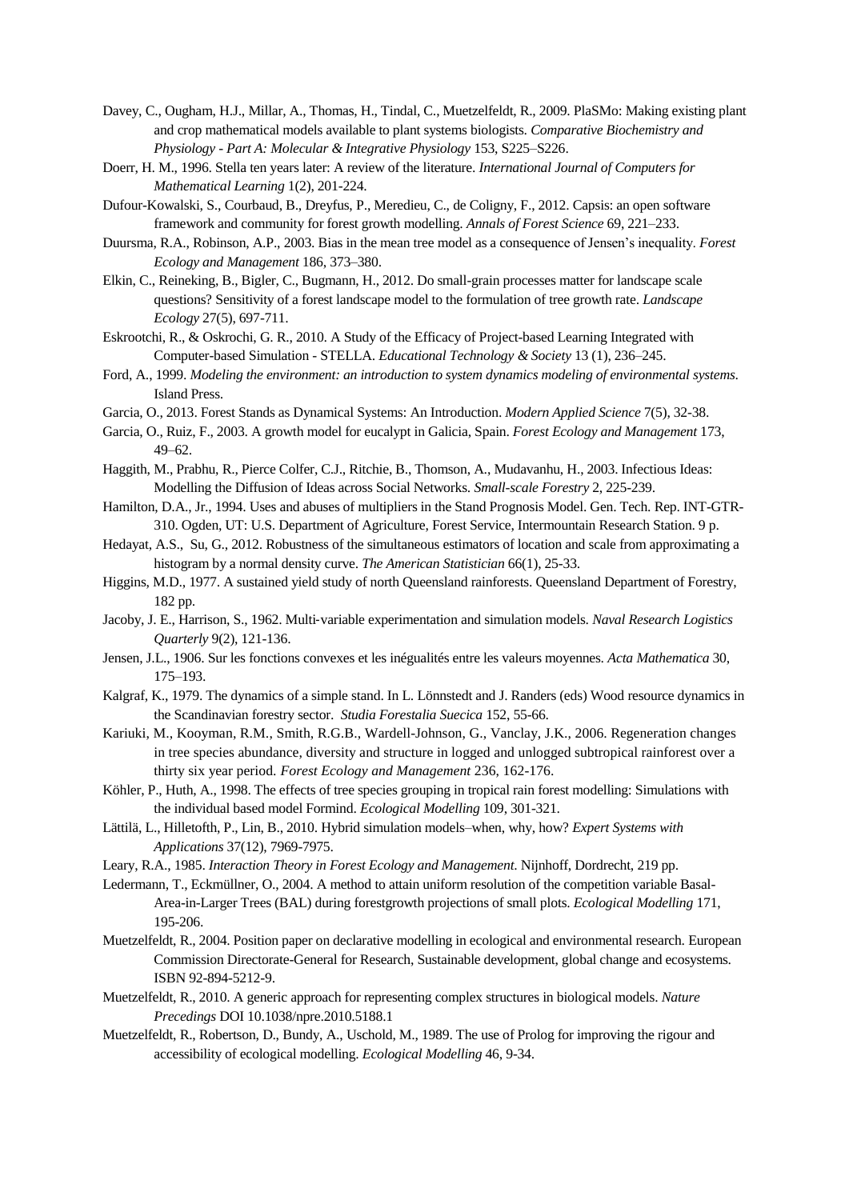Davey, C., Ougham, H.J., Millar, A., Thomas, H., Tindal, C., Muetzelfeldt, R., 2009. PlaSMo: Making existing plant and crop mathematical models available to plant systems biologists. *Comparative Biochemistry and Physiology - Part A: Molecular & Integrative Physiology* 153, S225–S226.

Doerr, H. M., 1996. Stella ten years later: A review of the literature. *International Journal of Computers for Mathematical Learning* 1(2), 201-224.

Dufour-Kowalski, S., Courbaud, B., Dreyfus, P., Meredieu, C., de Coligny, F., 2012. Capsis: an open software framework and community for forest growth modelling. *Annals of Forest Science* 69, 221–233.

Duursma, R.A., Robinson, A.P., 2003. Bias in the mean tree model as a consequence of Jensen's inequality. *Forest Ecology and Management* 186, 373–380.

Elkin, C., Reineking, B., Bigler, C., Bugmann, H., 2012. Do small-grain processes matter for landscape scale questions? Sensitivity of a forest landscape model to the formulation of tree growth rate. *Landscape Ecology* 27(5), 697-711.

Eskrootchi, R., & Oskrochi, G. R., 2010. A Study of the Efficacy of Project-based Learning Integrated with Computer-based Simulation - STELLA. *Educational Technology & Society* 13 (1), 236–245.

Ford, A., 1999. *Modeling the environment: an introduction to system dynamics modeling of environmental systems*. Island Press.

Garcia, O., 2013. Forest Stands as Dynamical Systems: An Introduction. *Modern Applied Science* 7(5), 32-38.

Garcia, O., Ruiz, F., 2003. A growth model for eucalypt in Galicia, Spain. *Forest Ecology and Management* 173, 49–62.

Haggith, M., Prabhu, R., Pierce Colfer, C.J., Ritchie, B., Thomson, A., Mudavanhu, H., 2003. Infectious Ideas: Modelling the Diffusion of Ideas across Social Networks. *Small-scale Forestry* 2, 225-239.

Hamilton, D.A., Jr., 1994. Uses and abuses of multipliers in the Stand Prognosis Model. Gen. Tech. Rep. INT-GTR-310. Ogden, UT: U.S. Department of Agriculture, Forest Service, Intermountain Research Station. 9 p.

Hedayat, A.S., Su, G., 2012. Robustness of the simultaneous estimators of location and scale from approximating a histogram by a normal density curve. *The American Statistician* 66(1), 25-33.

Higgins, M.D., 1977. A sustained yield study of north Queensland rainforests. Queensland Department of Forestry, 182 pp.

Jacoby, J. E., Harrison, S., 1962. Multi-variable experimentation and simulation models. *Naval Research Logistics Quarterly* 9(2), 121-136.

Jensen, J.L., 1906. Sur les fonctions convexes et les inégualités entre les valeurs moyennes. *Acta Mathematica* 30, 175–193.

Kalgraf, K., 1979. The dynamics of a simple stand. In L. Lönnstedt and J. Randers (eds) Wood resource dynamics in the Scandinavian forestry sector. *Studia Forestalia Suecica* 152, 55-66.

Kariuki, M., Kooyman, R.M., Smith, R.G.B., Wardell-Johnson, G., Vanclay, J.K., 2006. Regeneration changes in tree species abundance, diversity and structure in logged and unlogged subtropical rainforest over a thirty six year period. *Forest Ecology and Management* 236, 162-176.

Köhler, P., Huth, A., 1998. The effects of tree species grouping in tropical rain forest modelling: Simulations with the individual based model Formind. *Ecological Modelling* 109, 301-321.

Lättilä, L., Hilletofth, P., Lin, B., 2010. Hybrid simulation models–when, why, how? *Expert Systems with Applications* 37(12), 7969-7975.

Leary, R.A., 1985. *Interaction Theory in Forest Ecology and Management*. Nijnhoff, Dordrecht, 219 pp.

Ledermann, T., Eckmüllner, O., 2004. A method to attain uniform resolution of the competition variable Basal-Area-in-Larger Trees (BAL) during forestgrowth projections of small plots. *Ecological Modelling* 171, 195-206.

Muetzelfeldt, R., 2004. Position paper on declarative modelling in ecological and environmental research. European Commission Directorate-General for Research, Sustainable development, global change and ecosystems. ISBN 92-894-5212-9.

Muetzelfeldt, R., 2010. A generic approach for representing complex structures in biological models. *Nature Precedings* DOI 10.1038/npre.2010.5188.1

Muetzelfeldt, R., Robertson, D., Bundy, A., Uschold, M., 1989. The use of Prolog for improving the rigour and accessibility of ecological modelling. *Ecological Modelling* 46, 9-34.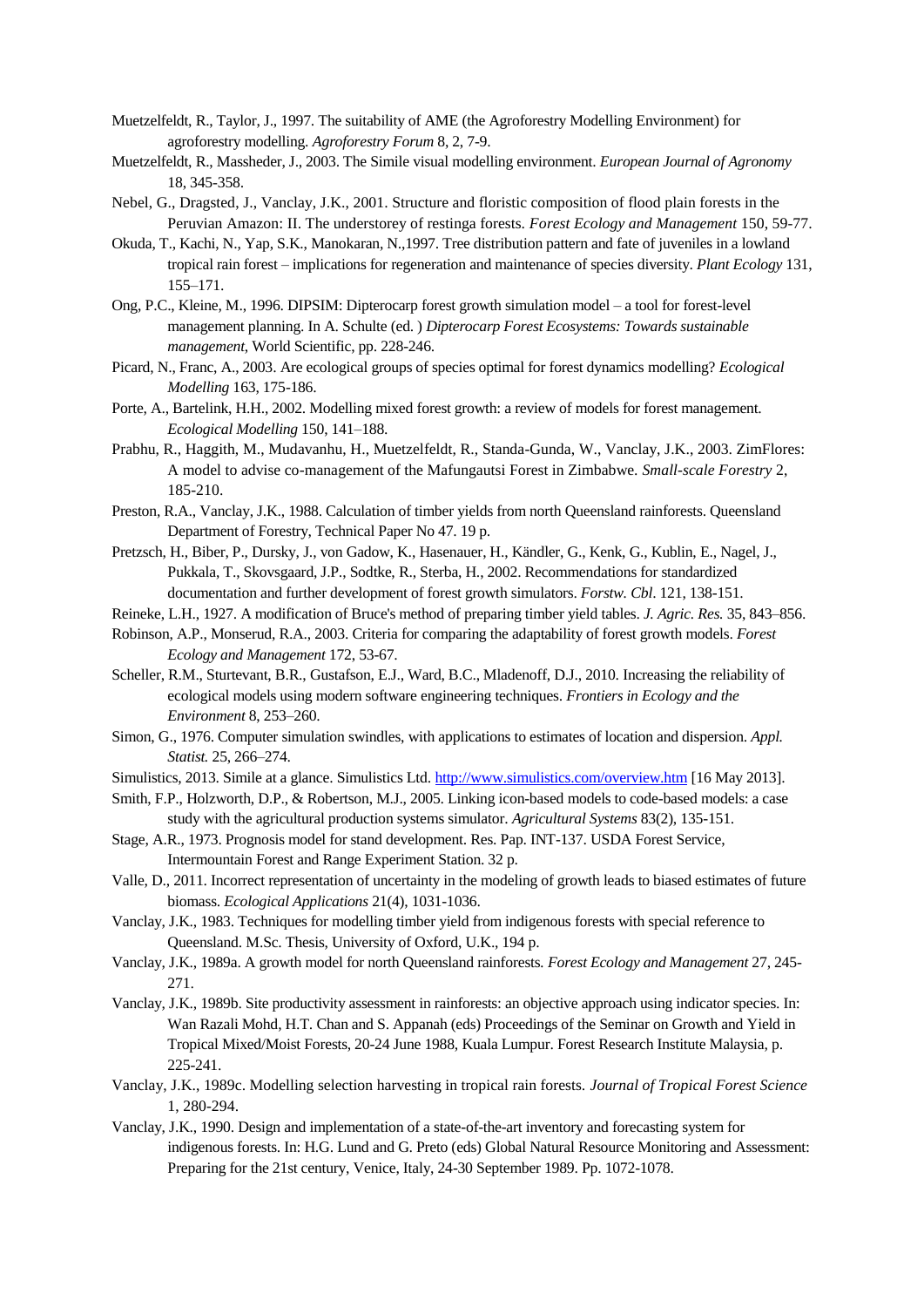Muetzelfeldt, R., Taylor, J., 1997. The suitability of AME (the Agroforestry Modelling Environment) for agroforestry modelling. *Agroforestry Forum* 8, 2, 7-9.

Muetzelfeldt, R., Massheder, J., 2003. The Simile visual modelling environment. *European Journal of Agronomy* 18, 345-358.

Nebel, G., Dragsted, J., Vanclay, J.K., 2001. Structure and floristic composition of flood plain forests in the Peruvian Amazon: II. The understorey of restinga forests. *Forest Ecology and Management* 150, 59-77.

Okuda, T., Kachi, N., Yap, S.K., Manokaran, N.,1997. Tree distribution pattern and fate of juveniles in a lowland tropical rain forest – implications for regeneration and maintenance of species diversity. *Plant Ecology* 131, 155–171.

Ong, P.C., Kleine, M., 1996. DIPSIM: Dipterocarp forest growth simulation model – a tool for forest-level management planning. In A. Schulte (ed. ) *Dipterocarp Forest Ecosystems: Towards sustainable management*, World Scientific, pp. 228-246.

Picard, N., Franc, A., 2003. Are ecological groups of species optimal for forest dynamics modelling? *Ecological Modelling* 163, 175-186.

Porte, A., Bartelink, H.H., 2002. Modelling mixed forest growth: a review of models for forest management. *Ecological Modelling* 150, 141–188.

Prabhu, R., Haggith, M., Mudavanhu, H., Muetzelfeldt, R., Standa-Gunda, W., Vanclay, J.K., 2003. ZimFlores: A model to advise co-management of the Mafungautsi Forest in Zimbabwe. *Small-scale Forestry* 2, 185-210.

Preston, R.A., Vanclay, J.K., 1988. Calculation of timber yields from north Queensland rainforests. Queensland Department of Forestry, Technical Paper No 47. 19 p.

Pretzsch, H., Biber, P., Dursky, J., von Gadow, K., Hasenauer, H., Kändler, G., Kenk, G., Kublin, E., Nagel, J., Pukkala, T., Skovsgaard, J.P., Sodtke, R., Sterba, H., 2002. Recommendations for standardized documentation and further development of forest growth simulators. *Forstw. Cbl.* 121, 138-151.

Reineke, L.H., 1927. A modification of Bruce's method of preparing timber yield tables. *J. Agric. Res.* 35, 843–856.

Robinson, A.P., Monserud, R.A., 2003. Criteria for comparing the adaptability of forest growth models. *Forest Ecology and Management* 172, 53-67.

Scheller, R.M., Sturtevant, B.R., Gustafson, E.J., Ward, B.C., Mladenoff, D.J., 2010. Increasing the reliability of ecological models using modern software engineering techniques. *Frontiers in Ecology and the Environment* 8, 253–260.

Simon, G., 1976. Computer simulation swindles, with applications to estimates of location and dispersion. *Appl. Statist.* 25, 266–274.

Simulistics, 2013. Simile at a glance. Simulistics Ltd. http://www.simulistics.com/overview.htm [16 May 2013].

Smith, F.P., Holzworth, D.P., & Robertson, M.J., 2005. Linking icon-based models to code-based models: a case study with the agricultural production systems simulator. *Agricultural Systems* 83(2), 135-151.

Stage, A.R., 1973. Prognosis model for stand development. Res. Pap. INT-137. USDA Forest Service, Intermountain Forest and Range Experiment Station. 32 p.

Valle, D., 2011. Incorrect representation of uncertainty in the modeling of growth leads to biased estimates of future biomass. *Ecological Applications* 21(4), 1031-1036.

Vanclay, J.K., 1983. Techniques for modelling timber yield from indigenous forests with special reference to Queensland. M.Sc. Thesis, University of Oxford, U.K., 194 p.

Vanclay, J.K., 1989a. A growth model for north Queensland rainforests. *Forest Ecology and Management* 27, 245-271.

Vanclay, J.K., 1989b. Site productivity assessment in rainforests: an objective approach using indicator species. In: Wan Razali Mohd, H.T. Chan and S. Appanah (eds) Proceedings of the Seminar on Growth and Yield in Tropical Mixed/Moist Forests, 20-24 June 1988, Kuala Lumpur. Forest Research Institute Malaysia, p. 225-241.

Vanclay, J.K., 1989c. Modelling selection harvesting in tropical rain forests. *Journal of Tropical Forest Science* 1, 280-294.

Vanclay, J.K., 1990. Design and implementation of a state-of-the-art inventory and forecasting system for indigenous forests. In: H.G. Lund and G. Preto (eds) Global Natural Resource Monitoring and Assessment: Preparing for the 21st century, Venice, Italy, 24-30 September 1989. Pp. 1072-1078.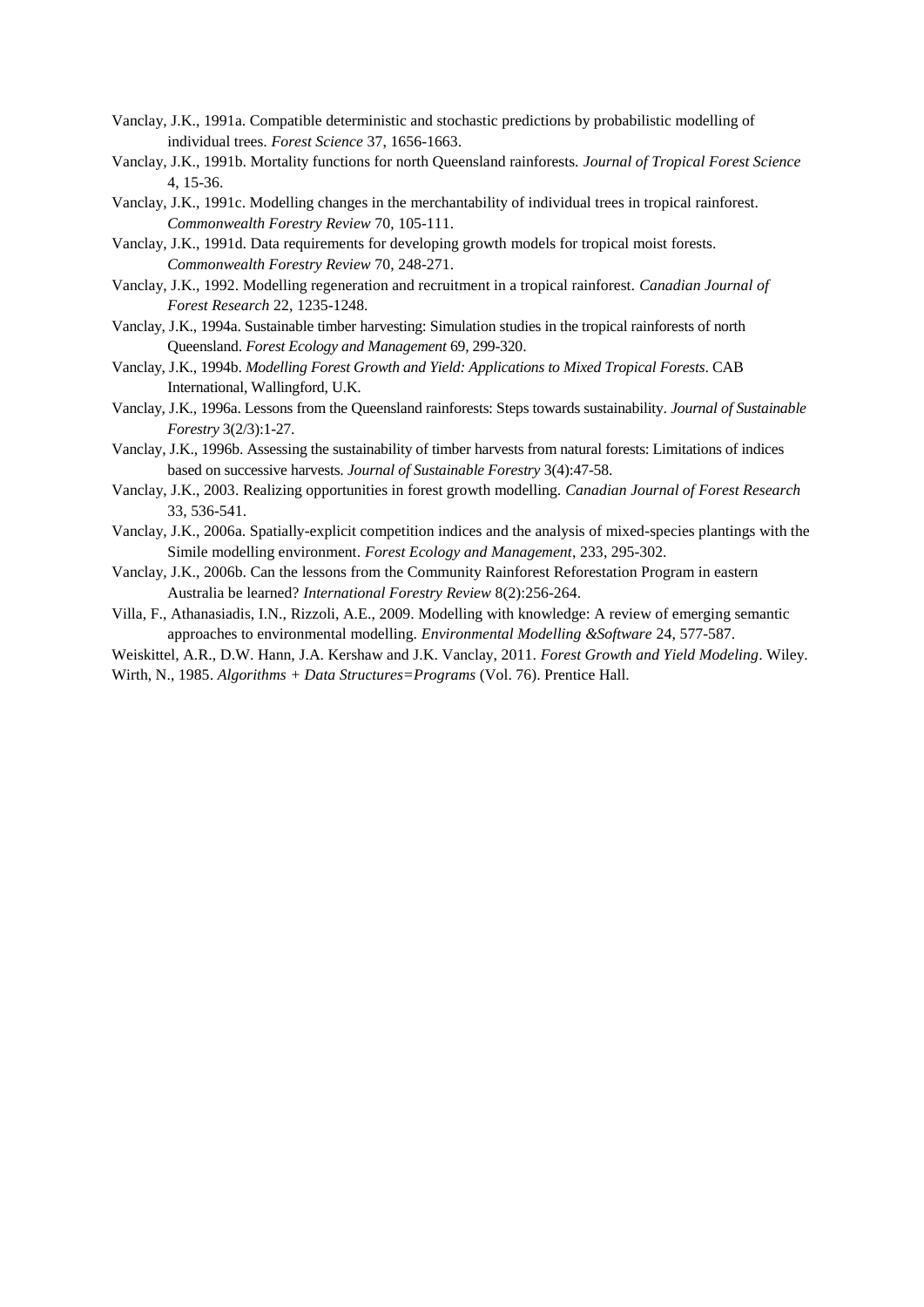Vanclay, J.K., 1991a. Compatible deterministic and stochastic predictions by probabilistic modelling of individual trees. *Forest Science* 37, 1656-1663.

Vanclay, J.K., 1991b. Mortality functions for north Queensland rainforests. *Journal of Tropical Forest Science* 4, 15-36.

Vanclay, J.K., 1991c. Modelling changes in the merchantability of individual trees in tropical rainforest. *Commonwealth Forestry Review* 70, 105-111.

Vanclay, J.K., 1991d. Data requirements for developing growth models for tropical moist forests. *Commonwealth Forestry Review* 70, 248-271.

Vanclay, J.K., 1992. Modelling regeneration and recruitment in a tropical rainforest. *Canadian Journal of Forest Research* 22, 1235-1248.

Vanclay, J.K., 1994a. Sustainable timber harvesting: Simulation studies in the tropical rainforests of north Queensland. *Forest Ecology and Management* 69, 299-320.

Vanclay, J.K., 1994b. *Modelling Forest Growth and Yield: Applications to Mixed Tropical Forests*. CAB International, Wallingford, U.K.

Vanclay, J.K., 1996a. Lessons from the Queensland rainforests: Steps towards sustainability. *Journal of Sustainable Forestry* 3(2/3):1-27.

Vanclay, J.K., 1996b. Assessing the sustainability of timber harvests from natural forests: Limitations of indices based on successive harvests. *Journal of Sustainable Forestry* 3(4):47-58.

Vanclay, J.K., 2003. Realizing opportunities in forest growth modelling. *Canadian Journal of Forest Research* 33, 536-541.

Vanclay, J.K., 2006a. Spatially-explicit competition indices and the analysis of mixed-species plantings with the Simile modelling environment. *Forest Ecology and Management*, 233, 295-302.

Vanclay, J.K., 2006b. Can the lessons from the Community Rainforest Reforestation Program in eastern Australia be learned? *International Forestry Review* 8(2):256-264.

Villa, F., Athanasiadis, I.N., Rizzoli, A.E., 2009. Modelling with knowledge: A review of emerging semantic approaches to environmental modelling. *Environmental Modelling &Software* 24, 577-587.

Weiskittel, A.R., D.W. Hann, J.A. Kershaw and J.K. Vanclay, 2011. *Forest Growth and Yield Modeling*. Wiley.

Wirth, N., 1985. *Algorithms + Data Structures=Programs* (Vol. 76). Prentice Hall.